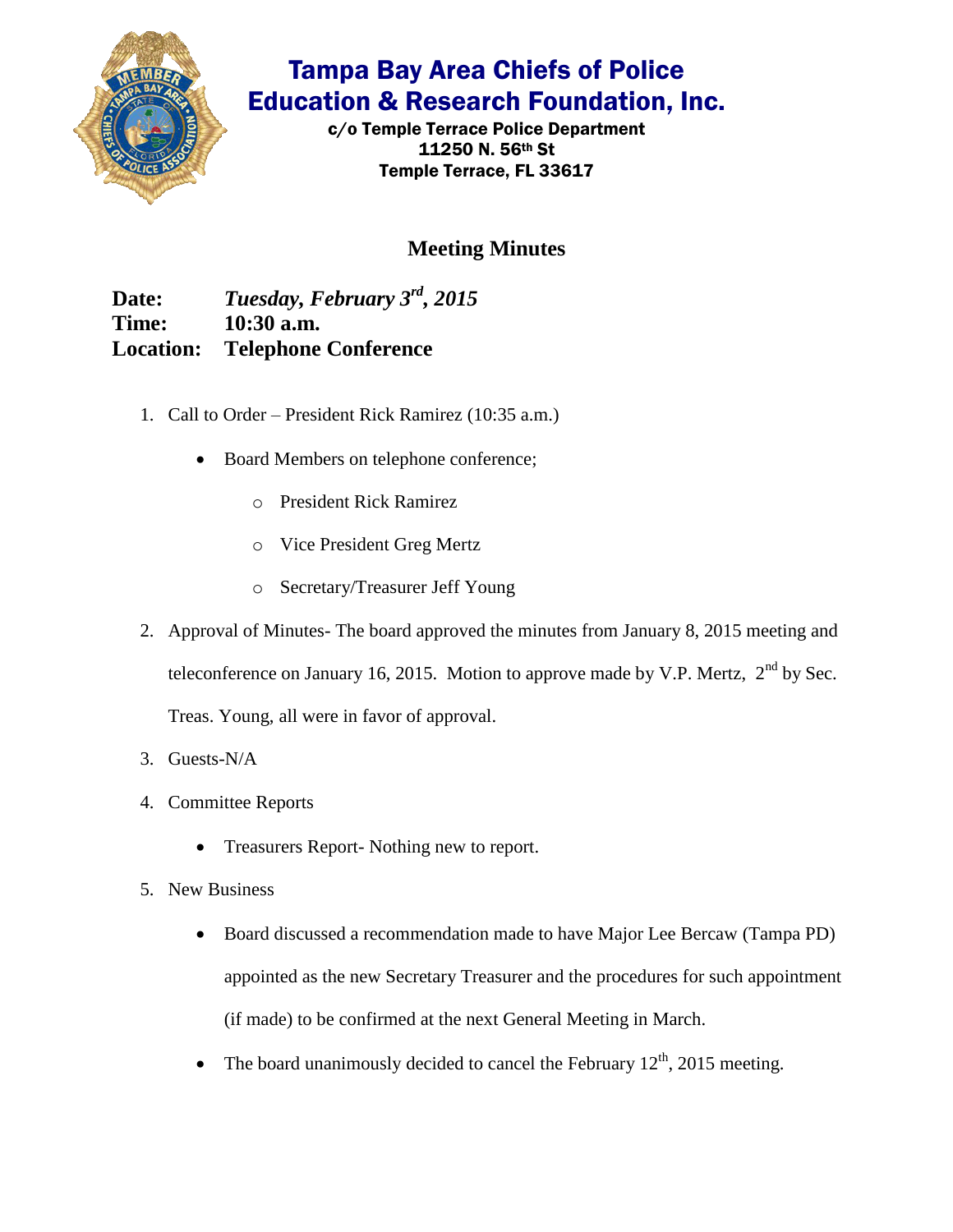# Tampa Bay Area Chiefs of Police Education & Research Foundation, Inc.

**c/o Temple Terrace Police Department**
**11250 N. 56th St**
**Temple Terrace, FL 33617**

## Meeting Minutes

**Date:** ***Tuesday, February 3rd, 2015***
**Time:** **10:30 a.m.**
**Location:** **Telephone Conference**

1. Call to Order – President Rick Ramirez (10:35 a.m.)
   - Board Members on telephone conference;
     - President Rick Ramirez
     - Vice President Greg Mertz
     - Secretary/Treasurer Jeff Young
2. Approval of Minutes- The board approved the minutes from January 8, 2015 meeting and teleconference on January 16, 2015. Motion to approve made by V.P. Mertz, 2nd by Sec. Treas. Young, all were in favor of approval.
3. Guests-N/A
4. Committee Reports
   - Treasurers Report- Nothing new to report.
5. New Business
   - Board discussed a recommendation made to have Major Lee Bercaw (Tampa PD) appointed as the new Secretary Treasurer and the procedures for such appointment (if made) to be confirmed at the next General Meeting in March.
   - The board unanimously decided to cancel the February 12th, 2015 meeting.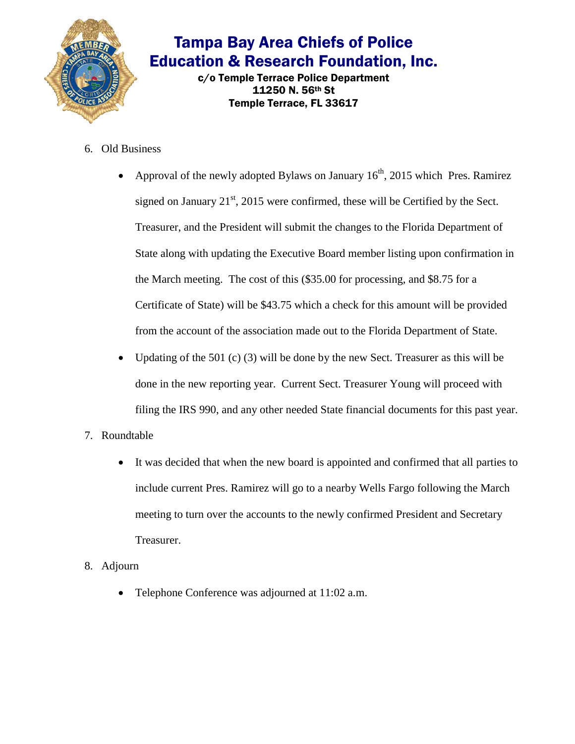# Tampa Bay Area Chiefs of Police Education & Research Foundation, Inc.

**c/o Temple Terrace Police Department**
**11250 N. 56th St**
**Temple Terrace, FL 33617**

6. Old Business

   - Approval of the newly adopted Bylaws on January 16th, 2015 which Pres. Ramirez signed on January 21st, 2015 were confirmed, these will be Certified by the Sect. Treasurer, and the President will submit the changes to the Florida Department of State along with updating the Executive Board member listing upon confirmation in the March meeting. The cost of this ($35.00 for processing, and $8.75 for a Certificate of State) will be $43.75 which a check for this amount will be provided from the account of the association made out to the Florida Department of State.
   - Updating of the 501 (c) (3) will be done by the new Sect. Treasurer as this will be done in the new reporting year. Current Sect. Treasurer Young will proceed with filing the IRS 990, and any other needed State financial documents for this past year.

7. Roundtable

   - It was decided that when the new board is appointed and confirmed that all parties to include current Pres. Ramirez will go to a nearby Wells Fargo following the March meeting to turn over the accounts to the newly confirmed President and Secretary Treasurer.

8. Adjourn

   - Telephone Conference was adjourned at 11:02 a.m.